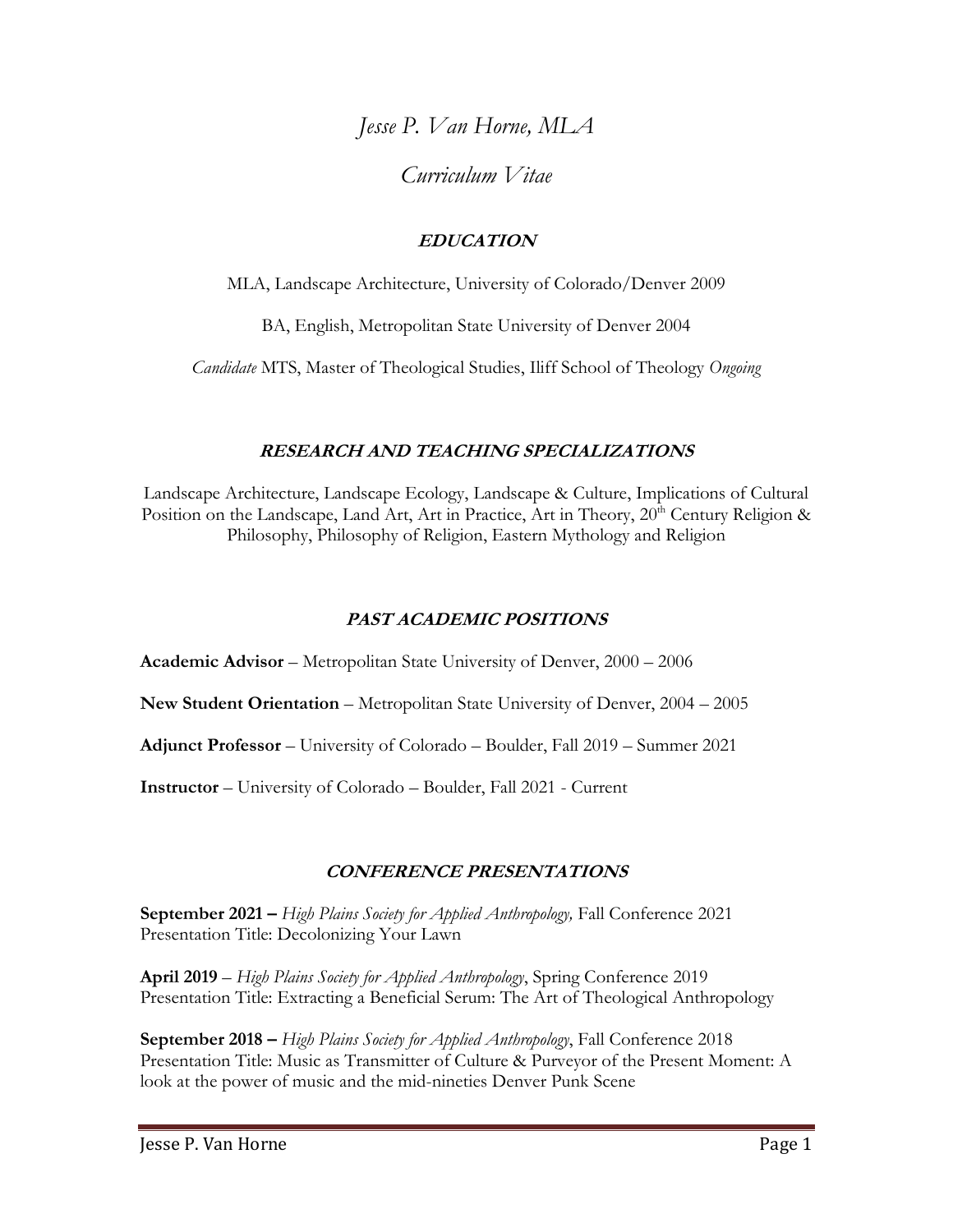# *Jesse P. Van Horne, MLA*

## *Curriculum Vitae*

### EDUCATION

MLA, Landscape Architecture, University of Colorado/Denver 2009

BA, English, Metropolitan State University of Denver 2004

*Candidate* MTS, Master of Theological Studies, Iliff School of Theology *Ongoing*

### RESEARCH AND TEACHING SPECIALIZATIONS

Landscape Architecture, Landscape Ecology, Landscape & Culture, Implications of Cultural Position on the Landscape, Land Art, Art in Practice, Art in Theory, 20th Century Religion & Philosophy, Philosophy of Religion, Eastern Mythology and Religion

### PAST ACADEMIC POSITIONS

**Academic Advisor** – Metropolitan State University of Denver, 2000 – 2006

**New Student Orientation** – Metropolitan State University of Denver, 2004 – 2005

**Adjunct Professor** – University of Colorado – Boulder, Fall 2019 – Summer 2021

**Instructor** – University of Colorado – Boulder, Fall 2021 - Current

### CONFERENCE PRESENTATIONS

**September 2021 –** *High Plains Society for Applied Anthropology,* Fall Conference 2021
Presentation Title: Decolonizing Your Lawn

**April 2019** – *High Plains Society for Applied Anthropology*, Spring Conference 2019
Presentation Title: Extracting a Beneficial Serum: The Art of Theological Anthropology

**September 2018 –** *High Plains Society for Applied Anthropology*, Fall Conference 2018
Presentation Title: Music as Transmitter of Culture & Purveyor of the Present Moment: A look at the power of music and the mid-nineties Denver Punk Scene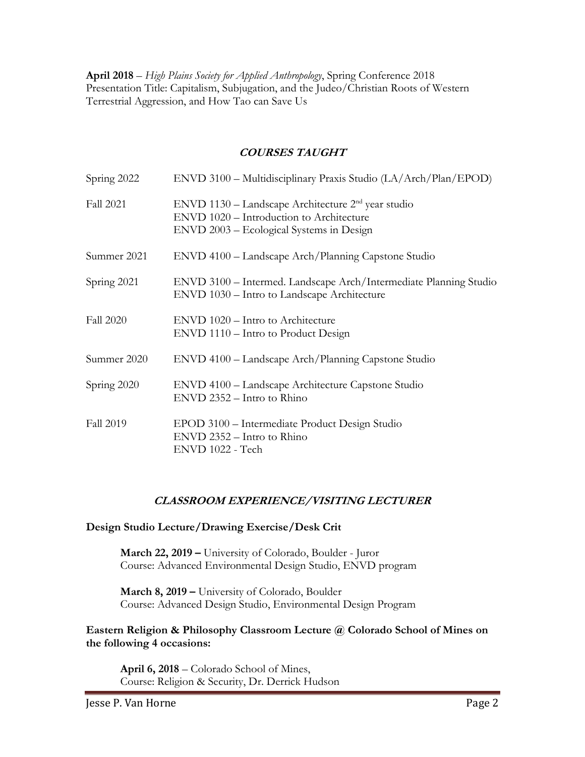**April 2018** – *High Plains Society for Applied Anthropology*, Spring Conference 2018
Presentation Title: Capitalism, Subjugation, and the Judeo/Christian Roots of Western Terrestrial Aggression, and How Tao can Save Us

## *COURSES TAUGHT*

| | |
|---|---|
| Spring 2022 | ENVD 3100 – Multidisciplinary Praxis Studio (LA/Arch/Plan/EPOD) |
| Fall 2021 | ENVD 1130 – Landscape Architecture 2nd year studio<br>ENVD 1020 – Introduction to Architecture<br>ENVD 2003 – Ecological Systems in Design |
| Summer 2021 | ENVD 4100 – Landscape Arch/Planning Capstone Studio |
| Spring 2021 | ENVD 3100 – Intermed. Landscape Arch/Intermediate Planning Studio<br>ENVD 1030 – Intro to Landscape Architecture |
| Fall 2020 | ENVD 1020 – Intro to Architecture<br>ENVD 1110 – Intro to Product Design |
| Summer 2020 | ENVD 4100 – Landscape Arch/Planning Capstone Studio |
| Spring 2020 | ENVD 4100 – Landscape Architecture Capstone Studio<br>ENVD 2352 – Intro to Rhino |
| Fall 2019 | EPOD 3100 – Intermediate Product Design Studio<br>ENVD 2352 – Intro to Rhino<br>ENVD 1022 - Tech |

## *CLASSROOM EXPERIENCE/VISITING LECTURER*

**Design Studio Lecture/Drawing Exercise/Desk Crit**

**March 22, 2019 –** University of Colorado, Boulder - Juror
Course: Advanced Environmental Design Studio, ENVD program

**March 8, 2019 –** University of Colorado, Boulder
Course: Advanced Design Studio, Environmental Design Program

**Eastern Religion & Philosophy Classroom Lecture @ Colorado School of Mines on the following 4 occasions:**

**April 6, 2018** – Colorado School of Mines,
Course: Religion & Security, Dr. Derrick Hudson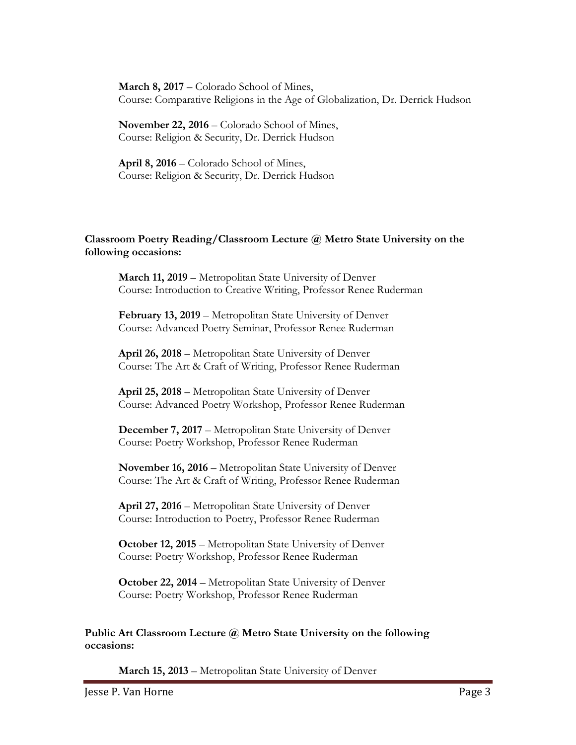**March 8, 2017** – Colorado School of Mines,
Course: Comparative Religions in the Age of Globalization, Dr. Derrick Hudson

**November 22, 2016** – Colorado School of Mines,
Course: Religion & Security, Dr. Derrick Hudson

**April 8, 2016** – Colorado School of Mines,
Course: Religion & Security, Dr. Derrick Hudson

**Classroom Poetry Reading/Classroom Lecture @ Metro State University on the following occasions:**

**March 11, 2019** – Metropolitan State University of Denver
Course: Introduction to Creative Writing, Professor Renee Ruderman

**February 13, 2019** – Metropolitan State University of Denver
Course: Advanced Poetry Seminar, Professor Renee Ruderman

**April 26, 2018** – Metropolitan State University of Denver
Course: The Art & Craft of Writing, Professor Renee Ruderman

**April 25, 2018** – Metropolitan State University of Denver
Course: Advanced Poetry Workshop, Professor Renee Ruderman

**December 7, 2017** – Metropolitan State University of Denver
Course: Poetry Workshop, Professor Renee Ruderman

**November 16, 2016** – Metropolitan State University of Denver
Course: The Art & Craft of Writing, Professor Renee Ruderman

**April 27, 2016** – Metropolitan State University of Denver
Course: Introduction to Poetry, Professor Renee Ruderman

**October 12, 2015** – Metropolitan State University of Denver
Course: Poetry Workshop, Professor Renee Ruderman

**October 22, 2014** – Metropolitan State University of Denver
Course: Poetry Workshop, Professor Renee Ruderman

**Public Art Classroom Lecture @ Metro State University on the following occasions:**

**March 15, 2013** – Metropolitan State University of Denver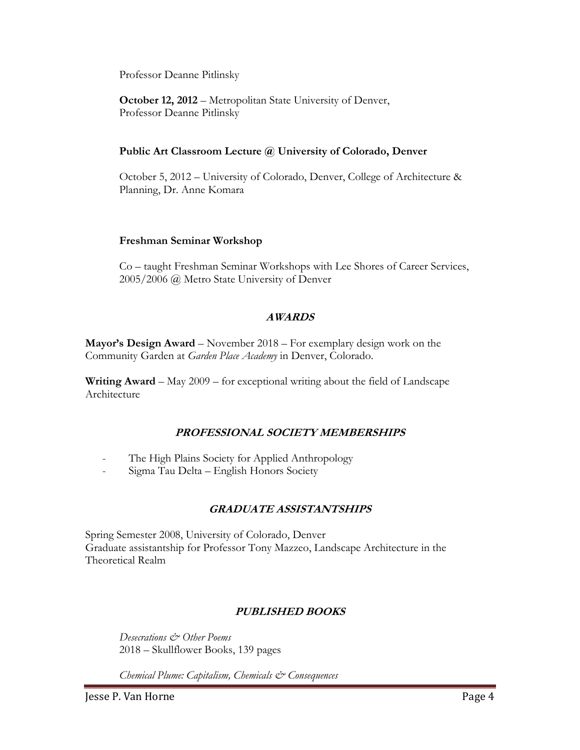Professor Deanne Pitlinsky

**October 12, 2012** – Metropolitan State University of Denver, Professor Deanne Pitlinsky

**Public Art Classroom Lecture @ University of Colorado, Denver**

October 5, 2012 – University of Colorado, Denver, College of Architecture & Planning, Dr. Anne Komara

**Freshman Seminar Workshop**

Co – taught Freshman Seminar Workshops with Lee Shores of Career Services, 2005/2006 @ Metro State University of Denver

## *AWARDS*

**Mayor's Design Award** – November 2018 – For exemplary design work on the Community Garden at *Garden Place Academy* in Denver, Colorado.

**Writing Award** – May 2009 – for exceptional writing about the field of Landscape Architecture

## *PROFESSIONAL SOCIETY MEMBERSHIPS*

- The High Plains Society for Applied Anthropology
- Sigma Tau Delta – English Honors Society

## *GRADUATE ASSISTANTSHIPS*

Spring Semester 2008, University of Colorado, Denver
Graduate assistantship for Professor Tony Mazzeo, Landscape Architecture in the Theoretical Realm

## *PUBLISHED BOOKS*

*Desecrations & Other Poems*
2018 – Skullflower Books, 139 pages

*Chemical Plume: Capitalism, Chemicals & Consequences*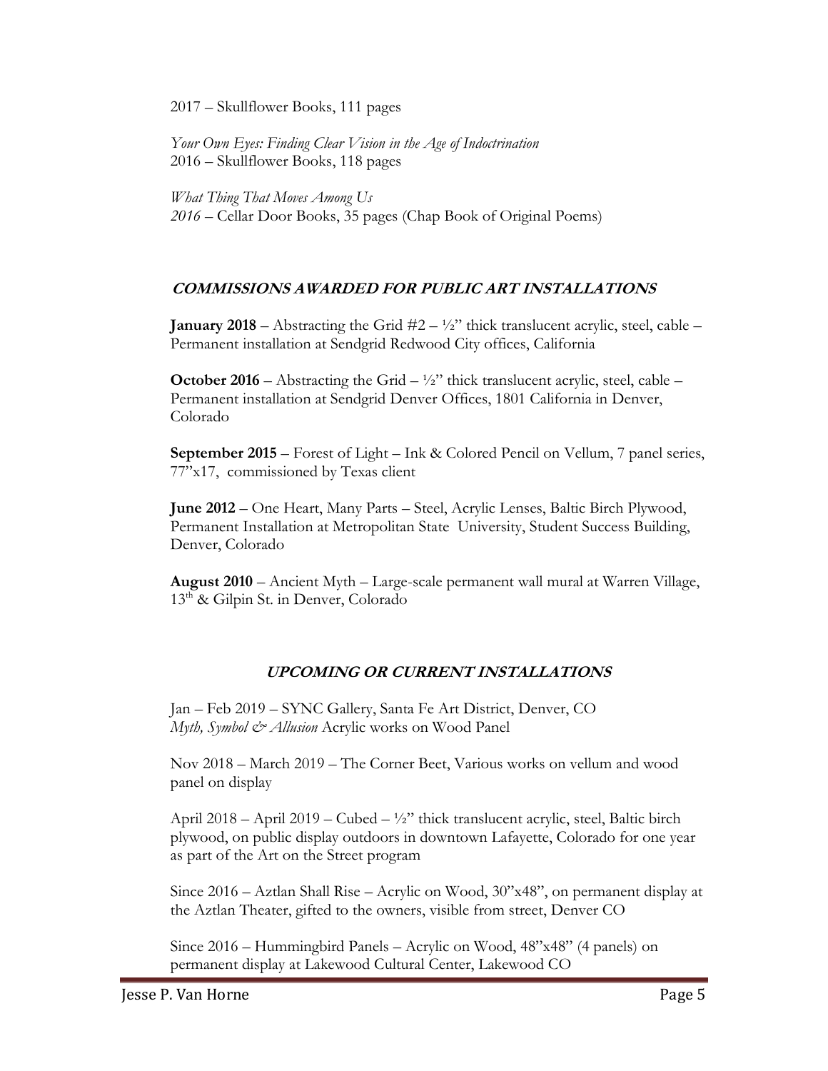2017 – Skullflower Books, 111 pages

*Your Own Eyes: Finding Clear Vision in the Age of Indoctrination*
2016 – Skullflower Books, 118 pages

*What Thing That Moves Among Us*
*2016* – Cellar Door Books, 35 pages (Chap Book of Original Poems)

## COMMISSIONS AWARDED FOR PUBLIC ART INSTALLATIONS

**January 2018** – Abstracting the Grid #2 – ½" thick translucent acrylic, steel, cable – Permanent installation at Sendgrid Redwood City offices, California

**October 2016** – Abstracting the Grid – ½" thick translucent acrylic, steel, cable – Permanent installation at Sendgrid Denver Offices, 1801 California in Denver, Colorado

**September 2015** – Forest of Light – Ink & Colored Pencil on Vellum, 7 panel series, 77"x17, commissioned by Texas client

**June 2012** – One Heart, Many Parts – Steel, Acrylic Lenses, Baltic Birch Plywood, Permanent Installation at Metropolitan State University, Student Success Building, Denver, Colorado

**August 2010** – Ancient Myth – Large-scale permanent wall mural at Warren Village, 13th & Gilpin St. in Denver, Colorado

## UPCOMING OR CURRENT INSTALLATIONS

Jan – Feb 2019 – SYNC Gallery, Santa Fe Art District, Denver, CO
*Myth, Symbol & Allusion* Acrylic works on Wood Panel

Nov 2018 – March 2019 – The Corner Beet, Various works on vellum and wood panel on display

April 2018 – April 2019 – Cubed – ½" thick translucent acrylic, steel, Baltic birch plywood, on public display outdoors in downtown Lafayette, Colorado for one year as part of the Art on the Street program

Since 2016 – Aztlan Shall Rise – Acrylic on Wood, 30"x48", on permanent display at the Aztlan Theater, gifted to the owners, visible from street, Denver CO

Since 2016 – Hummingbird Panels – Acrylic on Wood, 48"x48" (4 panels) on permanent display at Lakewood Cultural Center, Lakewood CO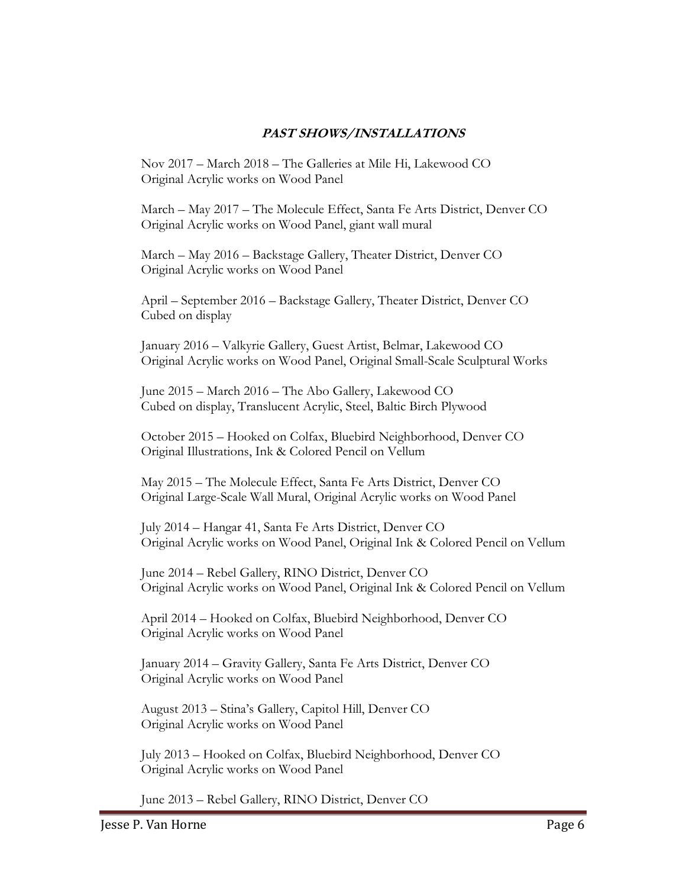## ***PAST SHOWS/INSTALLATIONS***

Nov 2017 – March 2018 – The Galleries at Mile Hi, Lakewood CO
Original Acrylic works on Wood Panel

March – May 2017 – The Molecule Effect, Santa Fe Arts District, Denver CO
Original Acrylic works on Wood Panel, giant wall mural

March – May 2016 – Backstage Gallery, Theater District, Denver CO
Original Acrylic works on Wood Panel

April – September 2016 – Backstage Gallery, Theater District, Denver CO
Cubed on display

January 2016 – Valkyrie Gallery, Guest Artist, Belmar, Lakewood CO
Original Acrylic works on Wood Panel, Original Small-Scale Sculptural Works

June 2015 – March 2016 – The Abo Gallery, Lakewood CO
Cubed on display, Translucent Acrylic, Steel, Baltic Birch Plywood

October 2015 – Hooked on Colfax, Bluebird Neighborhood, Denver CO
Original Illustrations, Ink & Colored Pencil on Vellum

May 2015 – The Molecule Effect, Santa Fe Arts District, Denver CO
Original Large-Scale Wall Mural, Original Acrylic works on Wood Panel

July 2014 – Hangar 41, Santa Fe Arts District, Denver CO
Original Acrylic works on Wood Panel, Original Ink & Colored Pencil on Vellum

June 2014 – Rebel Gallery, RINO District, Denver CO
Original Acrylic works on Wood Panel, Original Ink & Colored Pencil on Vellum

April 2014 – Hooked on Colfax, Bluebird Neighborhood, Denver CO
Original Acrylic works on Wood Panel

January 2014 – Gravity Gallery, Santa Fe Arts District, Denver CO
Original Acrylic works on Wood Panel

August 2013 – Stina's Gallery, Capitol Hill, Denver CO
Original Acrylic works on Wood Panel

July 2013 – Hooked on Colfax, Bluebird Neighborhood, Denver CO
Original Acrylic works on Wood Panel

June 2013 – Rebel Gallery, RINO District, Denver CO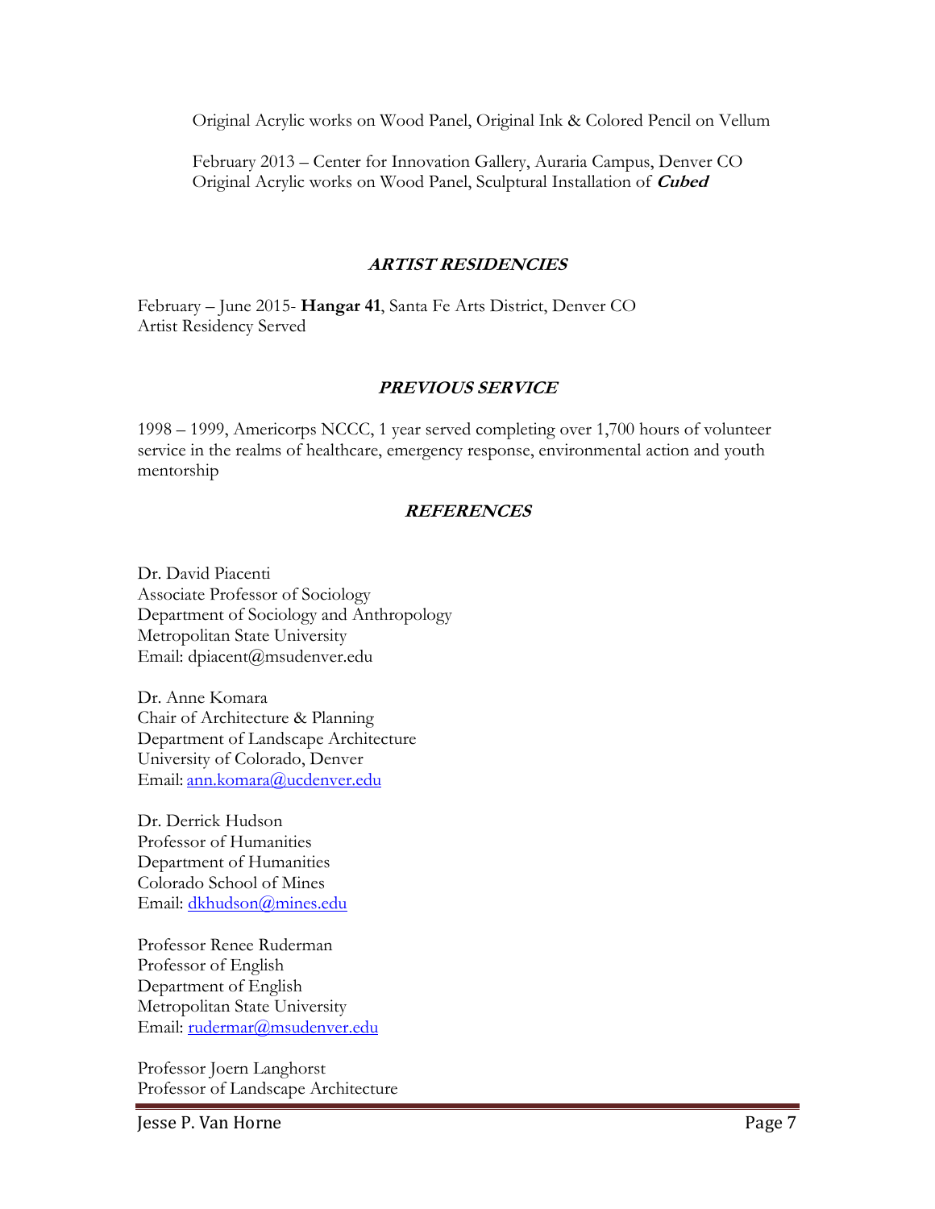Original Acrylic works on Wood Panel, Original Ink & Colored Pencil on Vellum

February 2013 – Center for Innovation Gallery, Auraria Campus, Denver CO
Original Acrylic works on Wood Panel, Sculptural Installation of ***Cubed***

## ***ARTIST RESIDENCIES***

February – June 2015- **Hangar 41**, Santa Fe Arts District, Denver CO
Artist Residency Served

## ***PREVIOUS SERVICE***

1998 – 1999, Americorps NCCC, 1 year served completing over 1,700 hours of volunteer service in the realms of healthcare, emergency response, environmental action and youth mentorship

## ***REFERENCES***

Dr. David Piacenti
Associate Professor of Sociology
Department of Sociology and Anthropology
Metropolitan State University
Email: dpiacent@msudenver.edu

Dr. Anne Komara
Chair of Architecture & Planning
Department of Landscape Architecture
University of Colorado, Denver
Email: ann.komara@ucdenver.edu

Dr. Derrick Hudson
Professor of Humanities
Department of Humanities
Colorado School of Mines
Email: dkhudson@mines.edu

Professor Renee Ruderman
Professor of English
Department of English
Metropolitan State University
Email: rudermar@msudenver.edu

Professor Joern Langhorst
Professor of Landscape Architecture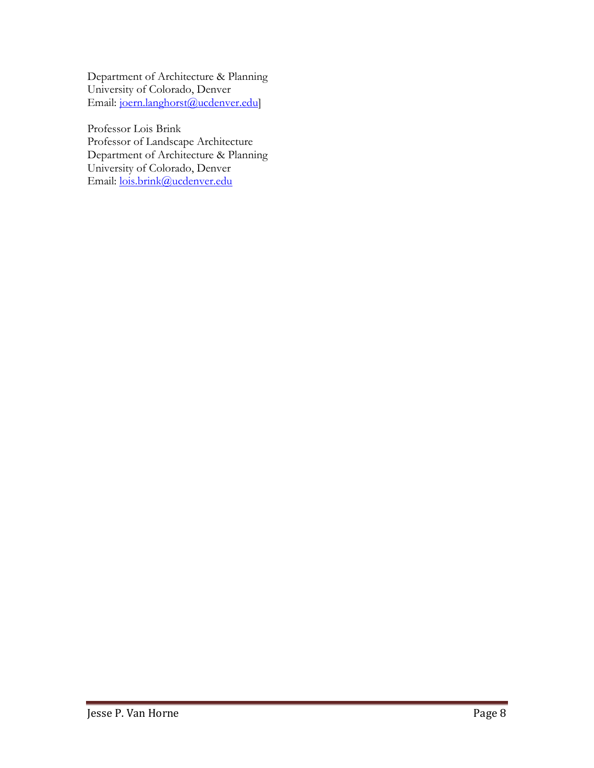Department of Architecture & Planning
University of Colorado, Denver
Email: joern.langhorst@ucdenver.edu]

Professor Lois Brink
Professor of Landscape Architecture
Department of Architecture & Planning
University of Colorado, Denver
Email: lois.brink@ucdenver.edu